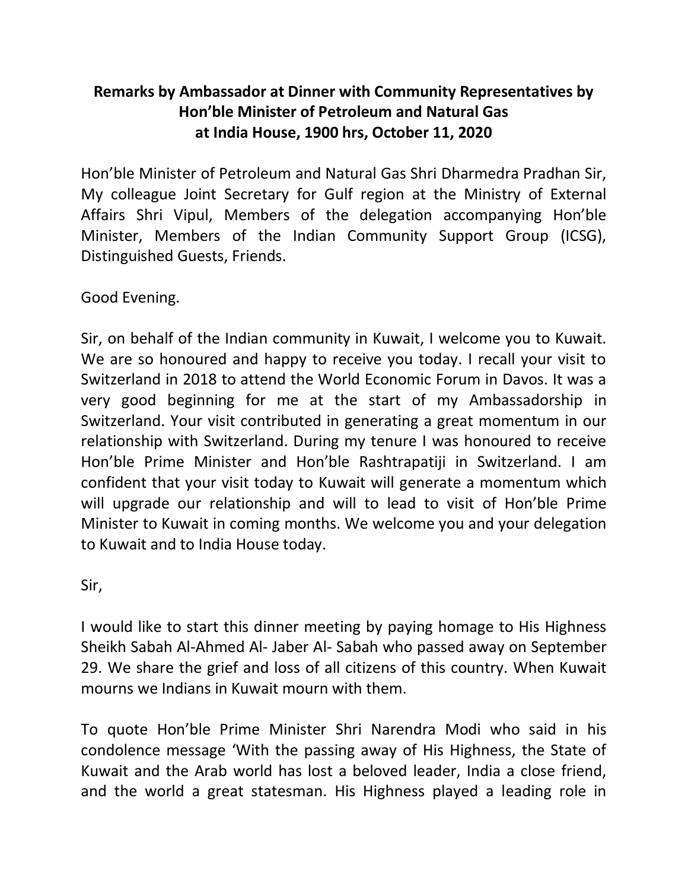**Remarks by Ambassador at Dinner with Community Representatives by Hon'ble Minister of Petroleum and Natural Gas at India House, 1900 hrs, October 11, 2020**

Hon'ble Minister of Petroleum and Natural Gas Shri Dharmedra Pradhan Sir, My colleague Joint Secretary for Gulf region at the Ministry of External Affairs Shri Vipul, Members of the delegation accompanying Hon'ble Minister, Members of the Indian Community Support Group (ICSG), Distinguished Guests, Friends.

Good Evening.

Sir, on behalf of the Indian community in Kuwait, I welcome you to Kuwait. We are so honoured and happy to receive you today. I recall your visit to Switzerland in 2018 to attend the World Economic Forum in Davos. It was a very good beginning for me at the start of my Ambassadorship in Switzerland. Your visit contributed in generating a great momentum in our relationship with Switzerland. During my tenure I was honoured to receive Hon'ble Prime Minister and Hon'ble Rashtrapatiji in Switzerland. I am confident that your visit today to Kuwait will generate a momentum which will upgrade our relationship and will to lead to visit of Hon'ble Prime Minister to Kuwait in coming months. We welcome you and your delegation to Kuwait and to India House today.

Sir,

I would like to start this dinner meeting by paying homage to His Highness Sheikh Sabah Al-Ahmed Al- Jaber Al- Sabah who passed away on September 29. We share the grief and loss of all citizens of this country. When Kuwait mourns we Indians in Kuwait mourn with them.

To quote Hon'ble Prime Minister Shri Narendra Modi who said in his condolence message 'With the passing away of His Highness, the State of Kuwait and the Arab world has lost a beloved leader, India a close friend, and the world a great statesman. His Highness played a leading role in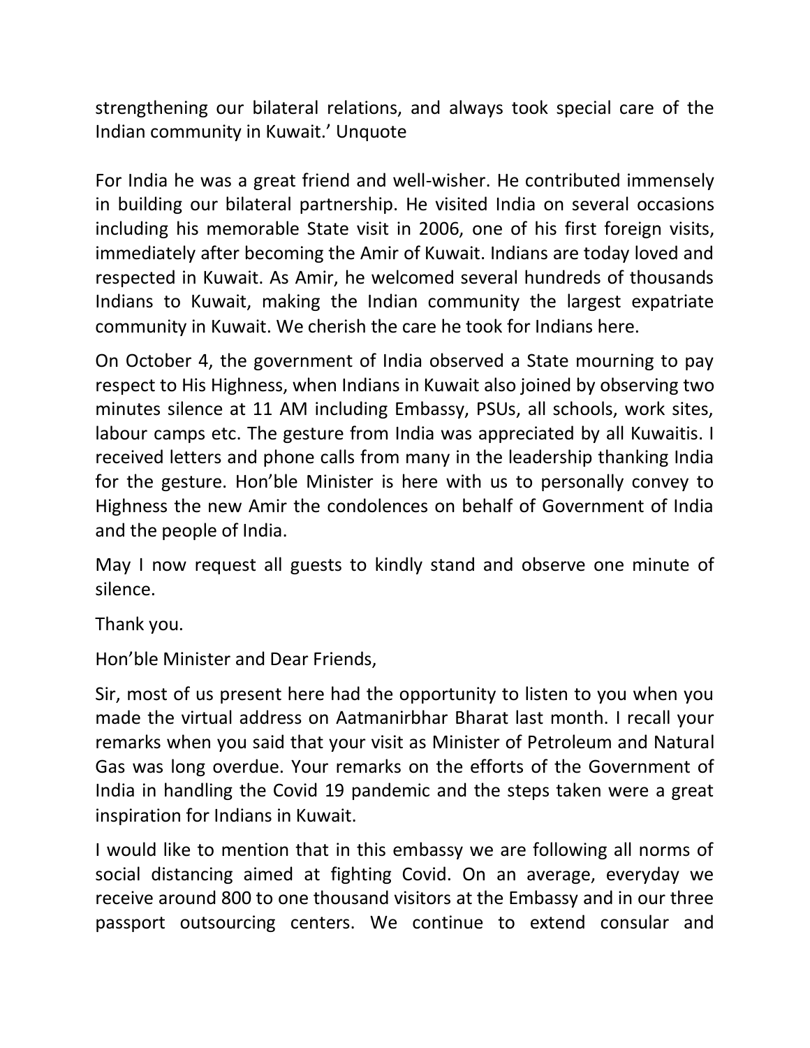strengthening our bilateral relations, and always took special care of the Indian community in Kuwait.' Unquote

For India he was a great friend and well-wisher. He contributed immensely in building our bilateral partnership. He visited India on several occasions including his memorable State visit in 2006, one of his first foreign visits, immediately after becoming the Amir of Kuwait. Indians are today loved and respected in Kuwait. As Amir, he welcomed several hundreds of thousands Indians to Kuwait, making the Indian community the largest expatriate community in Kuwait. We cherish the care he took for Indians here.

On October 4, the government of India observed a State mourning to pay respect to His Highness, when Indians in Kuwait also joined by observing two minutes silence at 11 AM including Embassy, PSUs, all schools, work sites, labour camps etc. The gesture from India was appreciated by all Kuwaitis. I received letters and phone calls from many in the leadership thanking India for the gesture. Hon'ble Minister is here with us to personally convey to Highness the new Amir the condolences on behalf of Government of India and the people of India.

May I now request all guests to kindly stand and observe one minute of silence.

Thank you.

Hon'ble Minister and Dear Friends,

Sir, most of us present here had the opportunity to listen to you when you made the virtual address on Aatmanirbhar Bharat last month. I recall your remarks when you said that your visit as Minister of Petroleum and Natural Gas was long overdue. Your remarks on the efforts of the Government of India in handling the Covid 19 pandemic and the steps taken were a great inspiration for Indians in Kuwait.

I would like to mention that in this embassy we are following all norms of social distancing aimed at fighting Covid. On an average, everyday we receive around 800 to one thousand visitors at the Embassy and in our three passport outsourcing centers. We continue to extend consular and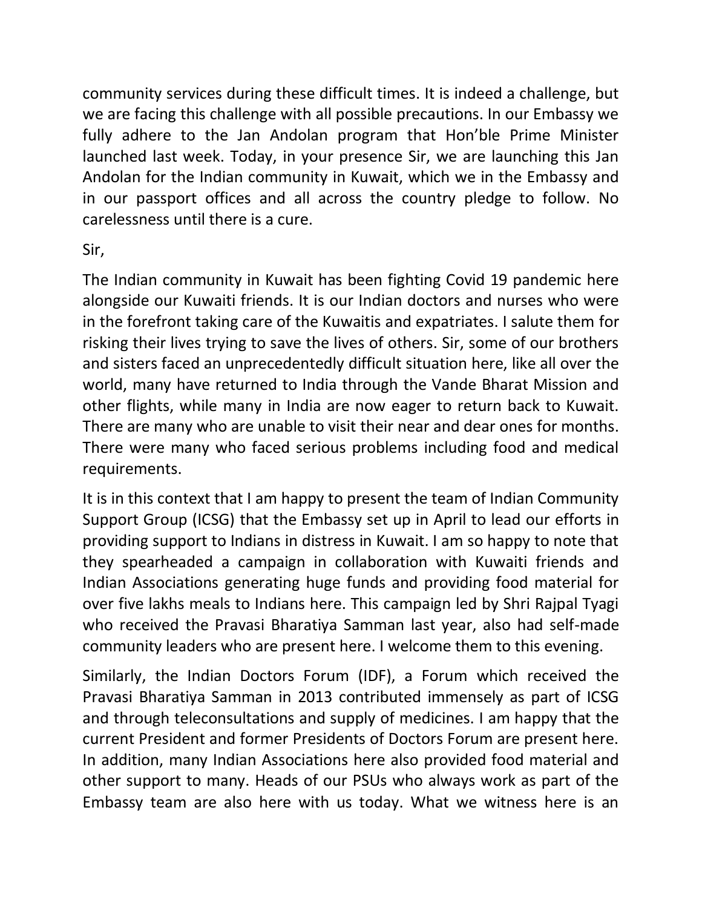community services during these difficult times. It is indeed a challenge, but we are facing this challenge with all possible precautions. In our Embassy we fully adhere to the Jan Andolan program that Hon'ble Prime Minister launched last week. Today, in your presence Sir, we are launching this Jan Andolan for the Indian community in Kuwait, which we in the Embassy and in our passport offices and all across the country pledge to follow. No carelessness until there is a cure.

Sir,

The Indian community in Kuwait has been fighting Covid 19 pandemic here alongside our Kuwaiti friends. It is our Indian doctors and nurses who were in the forefront taking care of the Kuwaitis and expatriates. I salute them for risking their lives trying to save the lives of others. Sir, some of our brothers and sisters faced an unprecedentedly difficult situation here, like all over the world, many have returned to India through the Vande Bharat Mission and other flights, while many in India are now eager to return back to Kuwait. There are many who are unable to visit their near and dear ones for months. There were many who faced serious problems including food and medical requirements.

It is in this context that I am happy to present the team of Indian Community Support Group (ICSG) that the Embassy set up in April to lead our efforts in providing support to Indians in distress in Kuwait. I am so happy to note that they spearheaded a campaign in collaboration with Kuwaiti friends and Indian Associations generating huge funds and providing food material for over five lakhs meals to Indians here. This campaign led by Shri Rajpal Tyagi who received the Pravasi Bharatiya Samman last year, also had self-made community leaders who are present here. I welcome them to this evening.

Similarly, the Indian Doctors Forum (IDF), a Forum which received the Pravasi Bharatiya Samman in 2013 contributed immensely as part of ICSG and through teleconsultations and supply of medicines. I am happy that the current President and former Presidents of Doctors Forum are present here. In addition, many Indian Associations here also provided food material and other support to many. Heads of our PSUs who always work as part of the Embassy team are also here with us today. What we witness here is an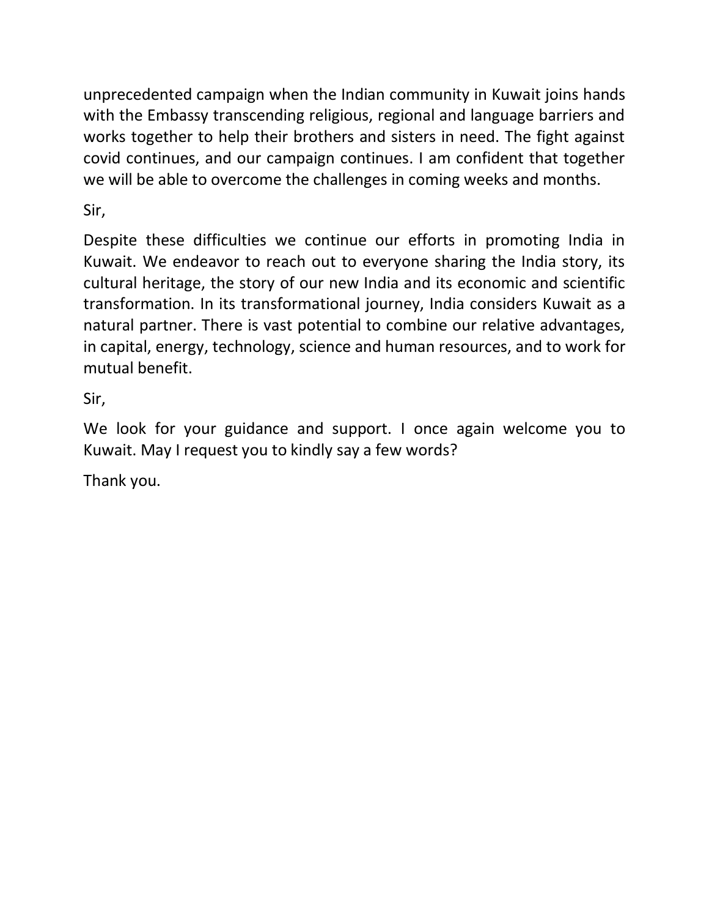unprecedented campaign when the Indian community in Kuwait joins hands with the Embassy transcending religious, regional and language barriers and works together to help their brothers and sisters in need. The fight against covid continues, and our campaign continues. I am confident that together we will be able to overcome the challenges in coming weeks and months.

Sir,

Despite these difficulties we continue our efforts in promoting India in Kuwait. We endeavor to reach out to everyone sharing the India story, its cultural heritage, the story of our new India and its economic and scientific transformation. In its transformational journey, India considers Kuwait as a natural partner. There is vast potential to combine our relative advantages, in capital, energy, technology, science and human resources, and to work for mutual benefit.

Sir,

We look for your guidance and support. I once again welcome you to Kuwait. May I request you to kindly say a few words?

Thank you.